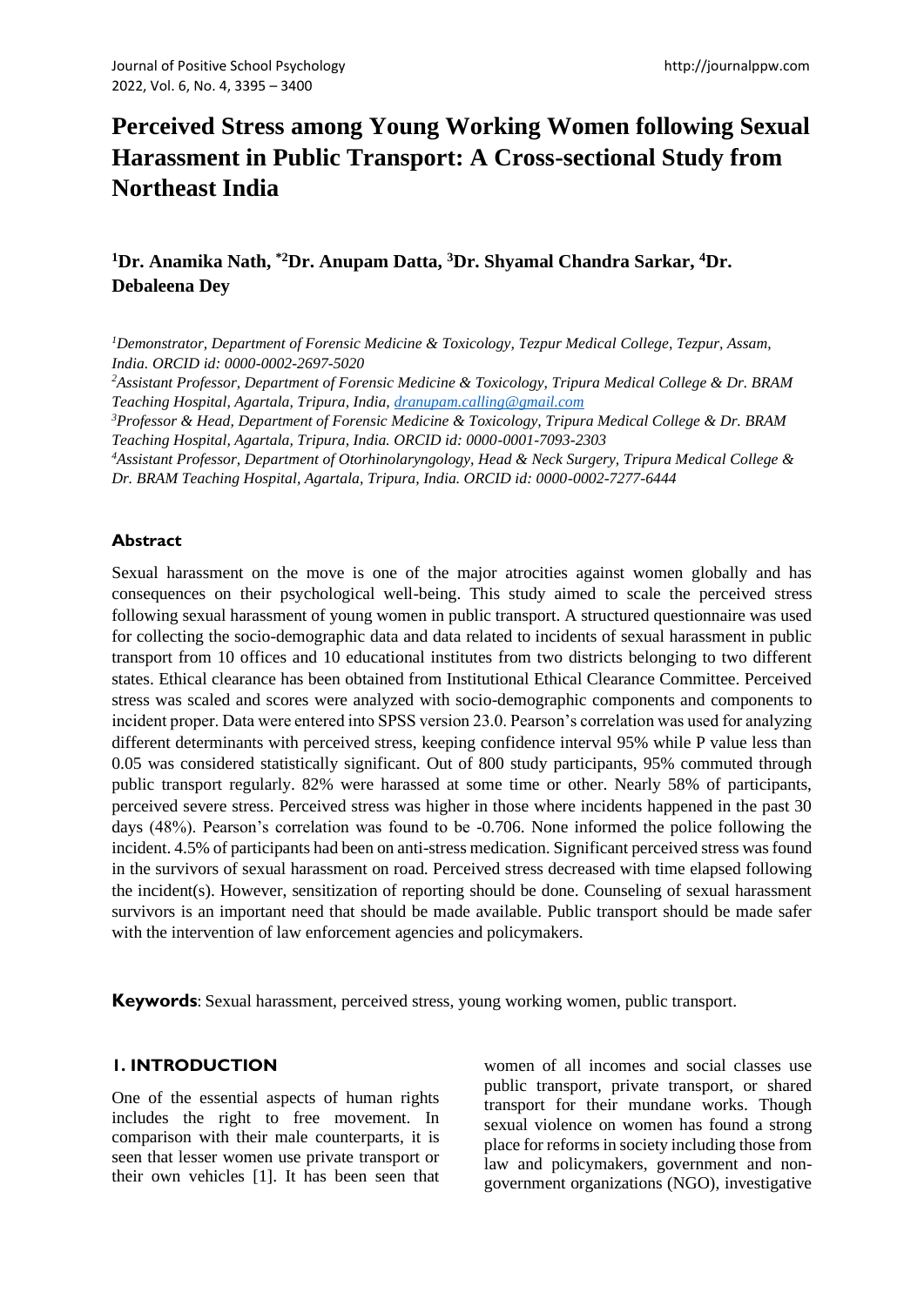# Perceived Stress among Young Working Women following Sexual Harassment in Public Transport: A Cross-sectional Study from Northeast India

**[1]Dr. Anamika Nath, [*2]Dr. Anupam Datta, [3]Dr. Shyamal Chandra Sarkar, [4]Dr. Debaleena Dey**

*[1]Demonstrator, Department of Forensic Medicine & Toxicology, Tezpur Medical College, Tezpur, Assam, India. ORCID id: 0000-0002-2697-5020*

*[2]Assistant Professor, Department of Forensic Medicine & Toxicology, Tripura Medical College & Dr. BRAM Teaching Hospital, Agartala, Tripura, India, dranupam.calling@gmail.com*

*[3]Professor & Head, Department of Forensic Medicine & Toxicology, Tripura Medical College & Dr. BRAM Teaching Hospital, Agartala, Tripura, India. ORCID id: 0000-0001-7093-2303*

*[4]Assistant Professor, Department of Otorhinolaryngology, Head & Neck Surgery, Tripura Medical College & Dr. BRAM Teaching Hospital, Agartala, Tripura, India. ORCID id: 0000-0002-7277-6444*

## Abstract

Sexual harassment on the move is one of the major atrocities against women globally and has consequences on their psychological well-being. This study aimed to scale the perceived stress following sexual harassment of young women in public transport. A structured questionnaire was used for collecting the socio-demographic data and data related to incidents of sexual harassment in public transport from 10 offices and 10 educational institutes from two districts belonging to two different states. Ethical clearance has been obtained from Institutional Ethical Clearance Committee. Perceived stress was scaled and scores were analyzed with socio-demographic components and components to incident proper. Data were entered into SPSS version 23.0. Pearson's correlation was used for analyzing different determinants with perceived stress, keeping confidence interval 95% while P value less than 0.05 was considered statistically significant. Out of 800 study participants, 95% commuted through public transport regularly. 82% were harassed at some time or other. Nearly 58% of participants, perceived severe stress. Perceived stress was higher in those where incidents happened in the past 30 days (48%). Pearson's correlation was found to be -0.706. None informed the police following the incident. 4.5% of participants had been on anti-stress medication. Significant perceived stress was found in the survivors of sexual harassment on road. Perceived stress decreased with time elapsed following the incident(s). However, sensitization of reporting should be done. Counseling of sexual harassment survivors is an important need that should be made available. Public transport should be made safer with the intervention of law enforcement agencies and policymakers.

**Keywords**: Sexual harassment, perceived stress, young working women, public transport.

## 1. INTRODUCTION

One of the essential aspects of human rights includes the right to free movement. In comparison with their male counterparts, it is seen that lesser women use private transport or their own vehicles [1]. It has been seen that women of all incomes and social classes use public transport, private transport, or shared transport for their mundane works. Though sexual violence on women has found a strong place for reforms in society including those from law and policymakers, government and non-government organizations (NGO), investigative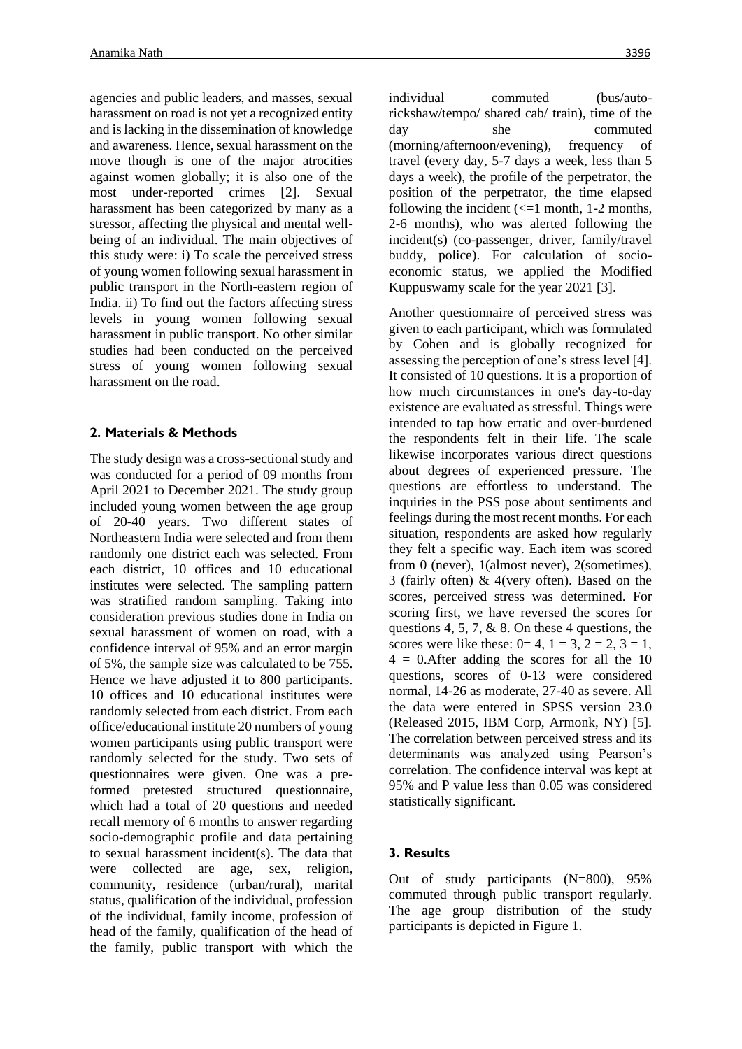agencies and public leaders, and masses, sexual harassment on road is not yet a recognized entity and is lacking in the dissemination of knowledge and awareness. Hence, sexual harassment on the move though is one of the major atrocities against women globally; it is also one of the most under-reported crimes [2]. Sexual harassment has been categorized by many as a stressor, affecting the physical and mental well-being of an individual. The main objectives of this study were: i) To scale the perceived stress of young women following sexual harassment in public transport in the North-eastern region of India. ii) To find out the factors affecting stress levels in young women following sexual harassment in public transport. No other similar studies had been conducted on the perceived stress of young women following sexual harassment on the road.

## 2. Materials & Methods

The study design was a cross-sectional study and was conducted for a period of 09 months from April 2021 to December 2021. The study group included young women between the age group of 20-40 years. Two different states of Northeastern India were selected and from them randomly one district each was selected. From each district, 10 offices and 10 educational institutes were selected. The sampling pattern was stratified random sampling. Taking into consideration previous studies done in India on sexual harassment of women on road, with a confidence interval of 95% and an error margin of 5%, the sample size was calculated to be 755. Hence we have adjusted it to 800 participants. 10 offices and 10 educational institutes were randomly selected from each district. From each office/educational institute 20 numbers of young women participants using public transport were randomly selected for the study. Two sets of questionnaires were given. One was a pre-formed pretested structured questionnaire, which had a total of 20 questions and needed recall memory of 6 months to answer regarding socio-demographic profile and data pertaining to sexual harassment incident(s). The data that were collected are age, sex, religion, community, residence (urban/rural), marital status, qualification of the individual, profession of the individual, family income, profession of head of the family, qualification of the head of the family, public transport with which the individual commuted (bus/auto-rickshaw/tempo/ shared cab/ train), time of the day she commuted (morning/afternoon/evening), frequency of travel (every day, 5-7 days a week, less than 5 days a week), the profile of the perpetrator, the position of the perpetrator, the time elapsed following the incident (<=1 month, 1-2 months, 2-6 months), who was alerted following the incident(s) (co-passenger, driver, family/travel buddy, police). For calculation of socio-economic status, we applied the Modified Kuppuswamy scale for the year 2021 [3].

Another questionnaire of perceived stress was given to each participant, which was formulated by Cohen and is globally recognized for assessing the perception of one's stress level [4]. It consisted of 10 questions. It is a proportion of how much circumstances in one's day-to-day existence are evaluated as stressful. Things were intended to tap how erratic and over-burdened the respondents felt in their life. The scale likewise incorporates various direct questions about degrees of experienced pressure. The questions are effortless to understand. The inquiries in the PSS pose about sentiments and feelings during the most recent months. For each situation, respondents are asked how regularly they felt a specific way. Each item was scored from 0 (never), 1(almost never), 2(sometimes), 3 (fairly often) & 4(very often). Based on the scores, perceived stress was determined. For scoring first, we have reversed the scores for questions 4, 5, 7, & 8. On these 4 questions, the scores were like these: 0= 4, 1 = 3, 2 = 2, 3 = 1, 4 = 0.After adding the scores for all the 10 questions, scores of 0-13 were considered normal, 14-26 as moderate, 27-40 as severe. All the data were entered in SPSS version 23.0 (Released 2015, IBM Corp, Armonk, NY) [5]. The correlation between perceived stress and its determinants was analyzed using Pearson's correlation. The confidence interval was kept at 95% and P value less than 0.05 was considered statistically significant.

## 3. Results

Out of study participants (N=800), 95% commuted through public transport regularly. The age group distribution of the study participants is depicted in Figure 1.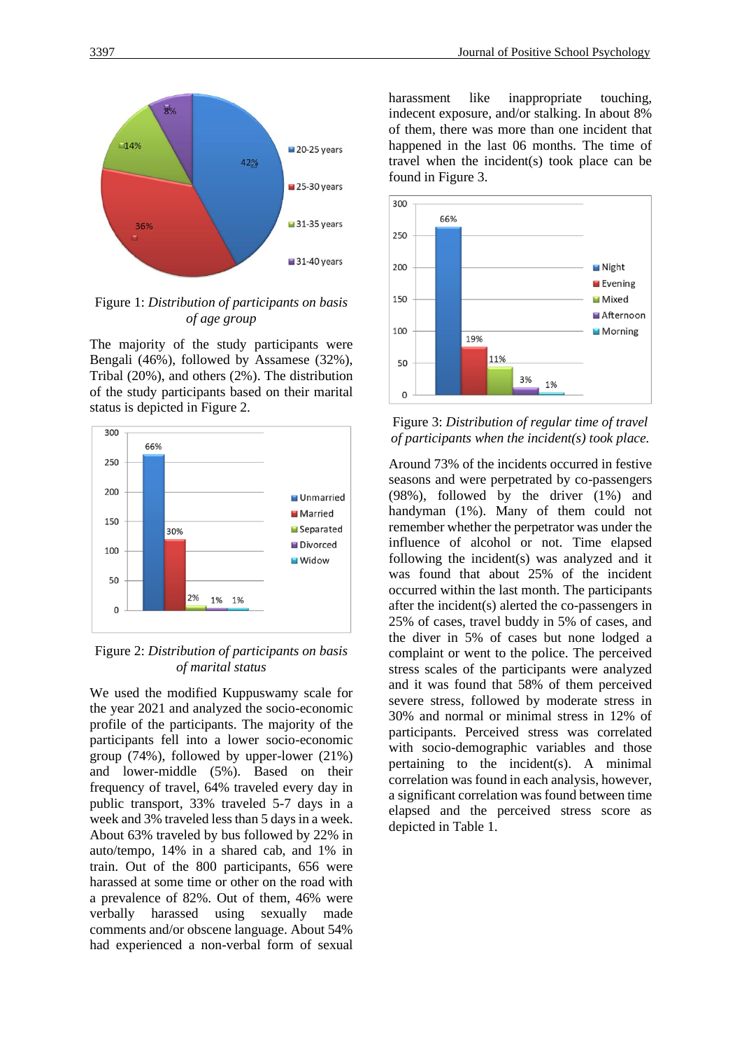Figure 1: *Distribution of participants on basis of age group*

The majority of the study participants were Bengali (46%), followed by Assamese (32%), Tribal (20%), and others (2%). The distribution of the study participants based on their marital status is depicted in Figure 2.

Figure 2: *Distribution of participants on basis of marital status*

We used the modified Kuppuswamy scale for the year 2021 and analyzed the socio-economic profile of the participants. The majority of the participants fell into a lower socio-economic group (74%), followed by upper-lower (21%) and lower-middle (5%). Based on their frequency of travel, 64% traveled every day in public transport, 33% traveled 5-7 days in a week and 3% traveled less than 5 days in a week. About 63% traveled by bus followed by 22% in auto/tempo, 14% in a shared cab, and 1% in train. Out of the 800 participants, 656 were harassed at some time or other on the road with a prevalence of 82%. Out of them, 46% were verbally harassed using sexually made comments and/or obscene language. About 54% had experienced a non-verbal form of sexual harassment like inappropriate touching, indecent exposure, and/or stalking. In about 8% of them, there was more than one incident that happened in the last 06 months. The time of travel when the incident(s) took place can be found in Figure 3.

Figure 3: *Distribution of regular time of travel of participants when the incident(s) took place.*

Around 73% of the incidents occurred in festive seasons and were perpetrated by co-passengers (98%), followed by the driver (1%) and handyman (1%). Many of them could not remember whether the perpetrator was under the influence of alcohol or not. Time elapsed following the incident(s) was analyzed and it was found that about 25% of the incident occurred within the last month. The participants after the incident(s) alerted the co-passengers in 25% of cases, travel buddy in 5% of cases, and the diver in 5% of cases but none lodged a complaint or went to the police. The perceived stress scales of the participants were analyzed and it was found that 58% of them perceived severe stress, followed by moderate stress in 30% and normal or minimal stress in 12% of participants. Perceived stress was correlated with socio-demographic variables and those pertaining to the incident(s). A minimal correlation was found in each analysis, however, a significant correlation was found between time elapsed and the perceived stress score as depicted in Table 1.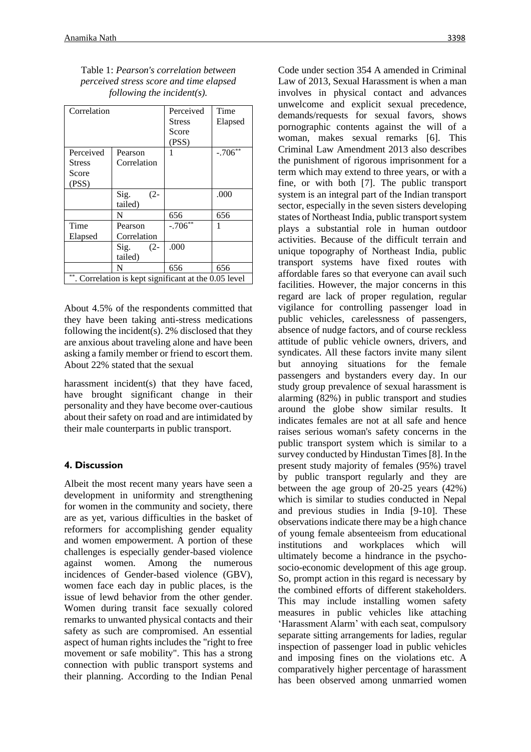Table 1: *Pearson's correlation between perceived stress score and time elapsed following the incident(s).*

| Correlation | | Perceived Stress Score (PSS) | Time Elapsed |
|---|---|---|---|
| Perceived Stress Score (PSS) | Pearson Correlation | 1 | -.706** |
| | Sig. (2-tailed) | | .000 |
| | N | 656 | 656 |
| Time Elapsed | Pearson Correlation | -.706** | 1 |
| | Sig. (2-tailed) | .000 | |
| | N | 656 | 656 |
| **. Correlation is kept significant at the 0.05 level | | | |

About 4.5% of the respondents committed that they have been taking anti-stress medications following the incident(s). 2% disclosed that they are anxious about traveling alone and have been asking a family member or friend to escort them. About 22% stated that the sexual harassment incident(s) that they have faced, have brought significant change in their personality and they have become over-cautious about their safety on road and are intimidated by their male counterparts in public transport.

## 4. Discussion

Albeit the most recent many years have seen a development in uniformity and strengthening for women in the community and society, there are as yet, various difficulties in the basket of reformers for accomplishing gender equality and women empowerment. A portion of these challenges is especially gender-based violence against women. Among the numerous incidences of Gender-based violence (GBV), women face each day in public places, is the issue of lewd behavior from the other gender. Women during transit face sexually colored remarks to unwanted physical contacts and their safety as such are compromised. An essential aspect of human rights includes the "right to free movement or safe mobility". This has a strong connection with public transport systems and their planning. According to the Indian Penal Code under section 354 A amended in Criminal Law of 2013, Sexual Harassment is when a man involves in physical contact and advances unwelcome and explicit sexual precedence, demands/requests for sexual favors, shows pornographic contents against the will of a woman, makes sexual remarks [6]. This Criminal Law Amendment 2013 also describes the punishment of rigorous imprisonment for a term which may extend to three years, or with a fine, or with both [7]. The public transport system is an integral part of the Indian transport sector, especially in the seven sisters developing states of Northeast India, public transport system plays a substantial role in human outdoor activities. Because of the difficult terrain and unique topography of Northeast India, public transport systems have fixed routes with affordable fares so that everyone can avail such facilities. However, the major concerns in this regard are lack of proper regulation, regular vigilance for controlling passenger load in public vehicles, carelessness of passengers, absence of nudge factors, and of course reckless attitude of public vehicle owners, drivers, and syndicates. All these factors invite many silent but annoying situations for the female passengers and bystanders every day. In our study group prevalence of sexual harassment is alarming (82%) in public transport and studies around the globe show similar results. It indicates females are not at all safe and hence raises serious woman's safety concerns in the public transport system which is similar to a survey conducted by Hindustan Times [8]. In the present study majority of females (95%) travel by public transport regularly and they are between the age group of 20-25 years (42%) which is similar to studies conducted in Nepal and previous studies in India [9-10]. These observations indicate there may be a high chance of young female absenteeism from educational institutions and workplaces which will ultimately become a hindrance in the psycho-socio-economic development of this age group. So, prompt action in this regard is necessary by the combined efforts of different stakeholders. This may include installing women safety measures in public vehicles like attaching 'Harassment Alarm' with each seat, compulsory separate sitting arrangements for ladies, regular inspection of passenger load in public vehicles and imposing fines on the violations etc. A comparatively higher percentage of harassment has been observed among unmarried women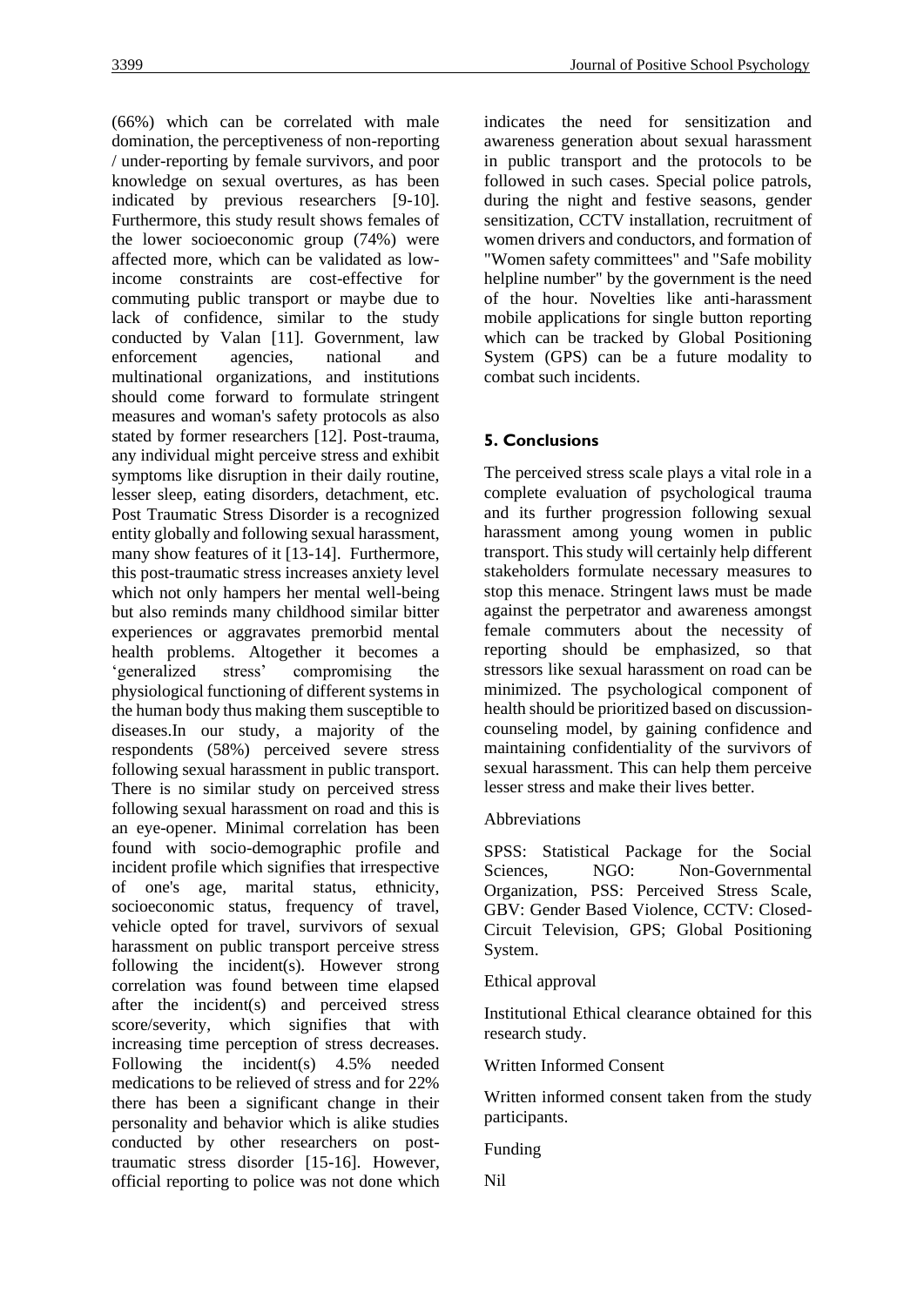(66%) which can be correlated with male domination, the perceptiveness of non-reporting / under-reporting by female survivors, and poor knowledge on sexual overtures, as has been indicated by previous researchers [9-10]. Furthermore, this study result shows females of the lower socioeconomic group (74%) were affected more, which can be validated as low-income constraints are cost-effective for commuting public transport or maybe due to lack of confidence, similar to the study conducted by Valan [11]. Government, law enforcement agencies, national and multinational organizations, and institutions should come forward to formulate stringent measures and woman's safety protocols as also stated by former researchers [12]. Post-trauma, any individual might perceive stress and exhibit symptoms like disruption in their daily routine, lesser sleep, eating disorders, detachment, etc. Post Traumatic Stress Disorder is a recognized entity globally and following sexual harassment, many show features of it [13-14]. Furthermore, this post-traumatic stress increases anxiety level which not only hampers her mental well-being but also reminds many childhood similar bitter experiences or aggravates premorbid mental health problems. Altogether it becomes a 'generalized stress' compromising the physiological functioning of different systems in the human body thus making them susceptible to diseases.In our study, a majority of the respondents (58%) perceived severe stress following sexual harassment in public transport. There is no similar study on perceived stress following sexual harassment on road and this is an eye-opener. Minimal correlation has been found with socio-demographic profile and incident profile which signifies that irrespective of one's age, marital status, ethnicity, socioeconomic status, frequency of travel, vehicle opted for travel, survivors of sexual harassment on public transport perceive stress following the incident(s). However strong correlation was found between time elapsed after the incident(s) and perceived stress score/severity, which signifies that with increasing time perception of stress decreases. Following the incident(s) 4.5% needed medications to be relieved of stress and for 22% there has been a significant change in their personality and behavior which is alike studies conducted by other researchers on post-traumatic stress disorder [15-16]. However, official reporting to police was not done which indicates the need for sensitization and awareness generation about sexual harassment in public transport and the protocols to be followed in such cases. Special police patrols, during the night and festive seasons, gender sensitization, CCTV installation, recruitment of women drivers and conductors, and formation of "Women safety committees" and "Safe mobility helpline number" by the government is the need of the hour. Novelties like anti-harassment mobile applications for single button reporting which can be tracked by Global Positioning System (GPS) can be a future modality to combat such incidents.

## 5. Conclusions

The perceived stress scale plays a vital role in a complete evaluation of psychological trauma and its further progression following sexual harassment among young women in public transport. This study will certainly help different stakeholders formulate necessary measures to stop this menace. Stringent laws must be made against the perpetrator and awareness amongst female commuters about the necessity of reporting should be emphasized, so that stressors like sexual harassment on road can be minimized. The psychological component of health should be prioritized based on discussion-counseling model, by gaining confidence and maintaining confidentiality of the survivors of sexual harassment. This can help them perceive lesser stress and make their lives better.

Abbreviations

SPSS: Statistical Package for the Social Sciences, NGO: Non-Governmental Organization, PSS: Perceived Stress Scale, GBV: Gender Based Violence, CCTV: Closed-Circuit Television, GPS; Global Positioning System.

Ethical approval

Institutional Ethical clearance obtained for this research study.

Written Informed Consent

Written informed consent taken from the study participants.

Funding

Nil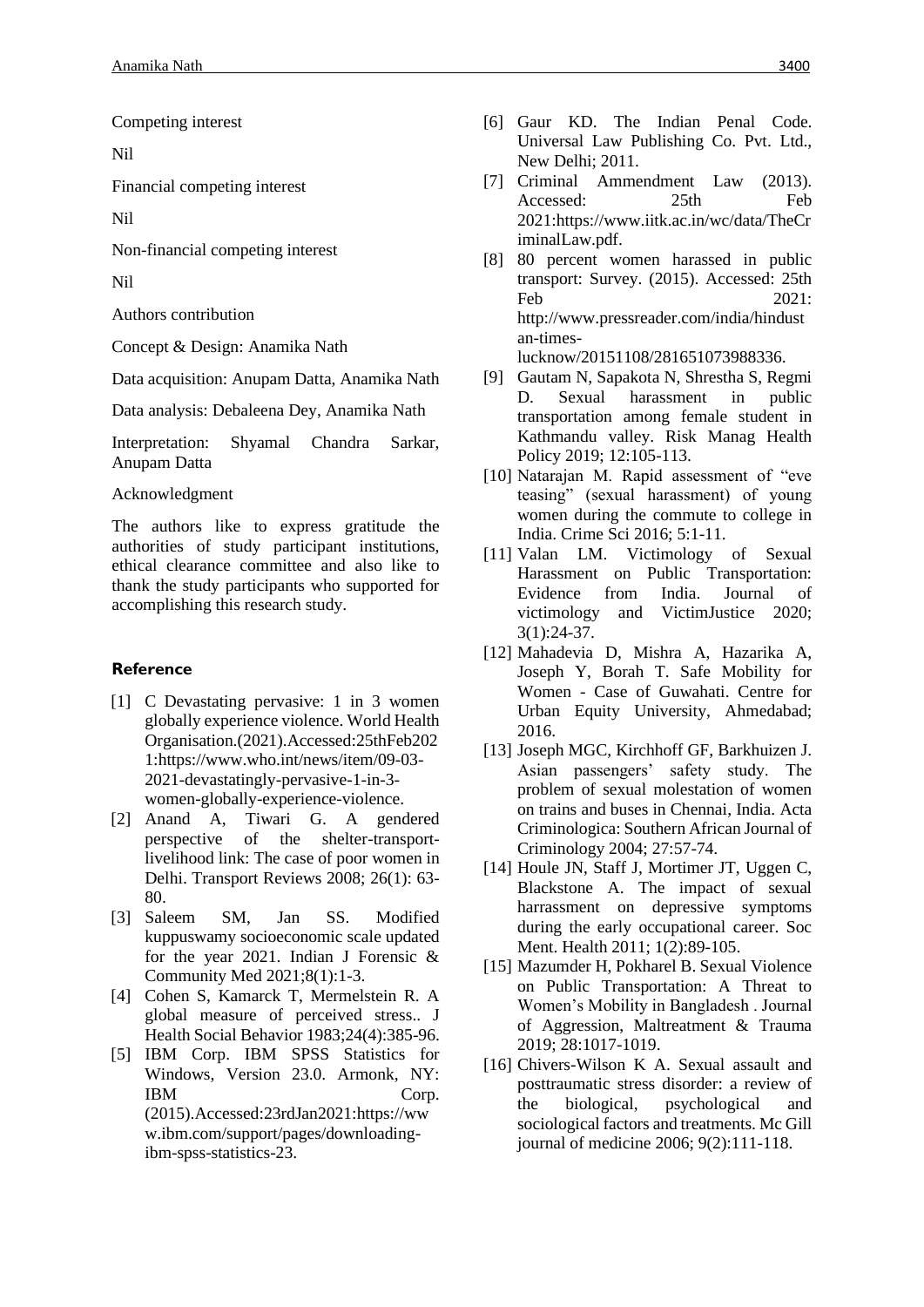Competing interest

Nil

Financial competing interest

Nil

Non-financial competing interest

Nil

Authors contribution

Concept & Design: Anamika Nath

Data acquisition: Anupam Datta, Anamika Nath

Data analysis: Debaleena Dey, Anamika Nath

Interpretation: Shyamal Chandra Sarkar, Anupam Datta

Acknowledgment

The authors like to express gratitude the authorities of study participant institutions, ethical clearance committee and also like to thank the study participants who supported for accomplishing this research study.

## Reference

[1] C Devastating pervasive: 1 in 3 women globally experience violence. World Health Organisation.(2021).Accessed:25thFeb2021:https://www.who.int/news/item/09-03-2021-devastatingly-pervasive-1-in-3-women-globally-experience-violence.

[2] Anand A, Tiwari G. A gendered perspective of the shelter-transport-livelihood link: The case of poor women in Delhi. Transport Reviews 2008; 26(1): 63-80.

[3] Saleem SM, Jan SS. Modified kuppuswamy socioeconomic scale updated for the year 2021. Indian J Forensic & Community Med 2021;8(1):1-3.

[4] Cohen S, Kamarck T, Mermelstein R. A global measure of perceived stress.. J Health Social Behavior 1983;24(4):385-96.

[5] IBM Corp. IBM SPSS Statistics for Windows, Version 23.0. Armonk, NY: IBM Corp. (2015).Accessed:23rdJan2021:https://www.ibm.com/support/pages/downloading-ibm-spss-statistics-23.

[6] Gaur KD. The Indian Penal Code. Universal Law Publishing Co. Pvt. Ltd., New Delhi; 2011.

[7] Criminal Ammendment Law (2013). Accessed: 25th Feb 2021:https://www.iitk.ac.in/wc/data/TheCriminalLaw.pdf.

[8] 80 percent women harassed in public transport: Survey. (2015). Accessed: 25th Feb 2021: http://www.pressreader.com/india/hindustan-times-lucknow/20151108/281651073988336.

[9] Gautam N, Sapakota N, Shrestha S, Regmi D. Sexual harassment in public transportation among female student in Kathmandu valley. Risk Manag Health Policy 2019; 12:105-113.

[10] Natarajan M. Rapid assessment of "eve teasing" (sexual harassment) of young women during the commute to college in India. Crime Sci 2016; 5:1-11.

[11] Valan LM. Victimology of Sexual Harassment on Public Transportation: Evidence from India. Journal of victimology and VictimJustice 2020; 3(1):24-37.

[12] Mahadevia D, Mishra A, Hazarika A, Joseph Y, Borah T. Safe Mobility for Women - Case of Guwahati. Centre for Urban Equity University, Ahmedabad; 2016.

[13] Joseph MGC, Kirchhoff GF, Barkhuizen J. Asian passengers' safety study. The problem of sexual molestation of women on trains and buses in Chennai, India. Acta Criminologica: Southern African Journal of Criminology 2004; 27:57-74.

[14] Houle JN, Staff J, Mortimer JT, Uggen C, Blackstone A. The impact of sexual harrassment on depressive symptoms during the early occupational career. Soc Ment. Health 2011; 1(2):89-105.

[15] Mazumder H, Pokharel B. Sexual Violence on Public Transportation: A Threat to Women's Mobility in Bangladesh . Journal of Aggression, Maltreatment & Trauma 2019; 28:1017-1019.

[16] Chivers-Wilson K A. Sexual assault and posttraumatic stress disorder: a review of the biological, psychological and sociological factors and treatments. Mc Gill journal of medicine 2006; 9(2):111-118.